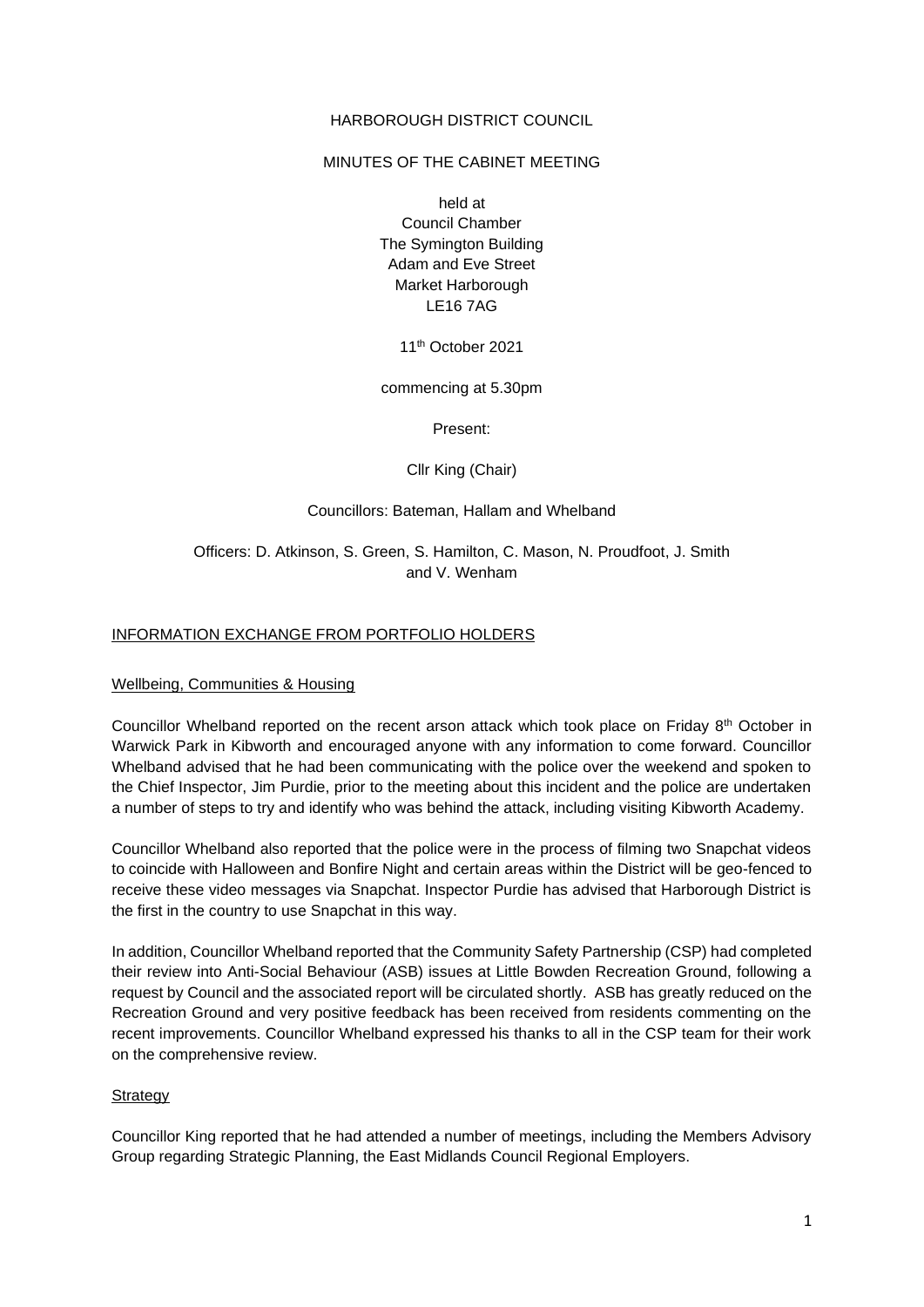HARBOROUGH DISTRICT COUNCIL

MINUTES OF THE CABINET MEETING

held at
Council Chamber
The Symington Building
Adam and Eve Street
Market Harborough
LE16 7AG

11th October 2021

commencing at 5.30pm

Present:

Cllr King (Chair)

Councillors: Bateman, Hallam and Whelband

Officers: D. Atkinson, S. Green, S. Hamilton, C. Mason, N. Proudfoot, J. Smith and V. Wenham

## INFORMATION EXCHANGE FROM PORTFOLIO HOLDERS

### Wellbeing, Communities & Housing

Councillor Whelband reported on the recent arson attack which took place on Friday 8th October in Warwick Park in Kibworth and encouraged anyone with any information to come forward. Councillor Whelband advised that he had been communicating with the police over the weekend and spoken to the Chief Inspector, Jim Purdie, prior to the meeting about this incident and the police are undertaken a number of steps to try and identify who was behind the attack, including visiting Kibworth Academy.

Councillor Whelband also reported that the police were in the process of filming two Snapchat videos to coincide with Halloween and Bonfire Night and certain areas within the District will be geo-fenced to receive these video messages via Snapchat. Inspector Purdie has advised that Harborough District is the first in the country to use Snapchat in this way.

In addition, Councillor Whelband reported that the Community Safety Partnership (CSP) had completed their review into Anti-Social Behaviour (ASB) issues at Little Bowden Recreation Ground, following a request by Council and the associated report will be circulated shortly. ASB has greatly reduced on the Recreation Ground and very positive feedback has been received from residents commenting on the recent improvements. Councillor Whelband expressed his thanks to all in the CSP team for their work on the comprehensive review.

### Strategy

Councillor King reported that he had attended a number of meetings, including the Members Advisory Group regarding Strategic Planning, the East Midlands Council Regional Employers.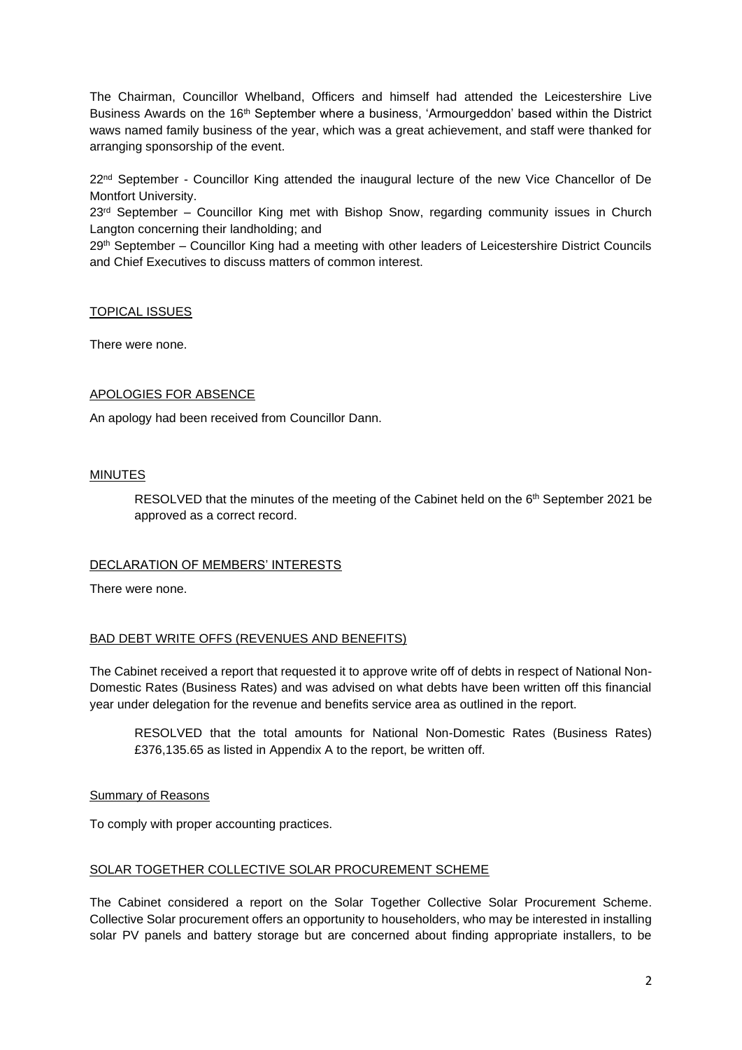The Chairman, Councillor Whelband, Officers and himself had attended the Leicestershire Live Business Awards on the 16th September where a business, 'Armourgeddon' based within the District waws named family business of the year, which was a great achievement, and staff were thanked for arranging sponsorship of the event.

22nd September - Councillor King attended the inaugural lecture of the new Vice Chancellor of De Montfort University.
23rd September – Councillor King met with Bishop Snow, regarding community issues in Church Langton concerning their landholding; and
29th September – Councillor King had a meeting with other leaders of Leicestershire District Councils and Chief Executives to discuss matters of common interest.

## TOPICAL ISSUES

There were none.

## APOLOGIES FOR ABSENCE

An apology had been received from Councillor Dann.

## MINUTES

> RESOLVED that the minutes of the meeting of the Cabinet held on the 6th September 2021 be approved as a correct record.

## DECLARATION OF MEMBERS' INTERESTS

There were none.

## BAD DEBT WRITE OFFS (REVENUES AND BENEFITS)

The Cabinet received a report that requested it to approve write off of debts in respect of National Non-Domestic Rates (Business Rates) and was advised on what debts have been written off this financial year under delegation for the revenue and benefits service area as outlined in the report.

> RESOLVED that the total amounts for National Non-Domestic Rates (Business Rates) £376,135.65 as listed in Appendix A to the report, be written off.

### Summary of Reasons

To comply with proper accounting practices.

## SOLAR TOGETHER COLLECTIVE SOLAR PROCUREMENT SCHEME

The Cabinet considered a report on the Solar Together Collective Solar Procurement Scheme. Collective Solar procurement offers an opportunity to householders, who may be interested in installing solar PV panels and battery storage but are concerned about finding appropriate installers, to be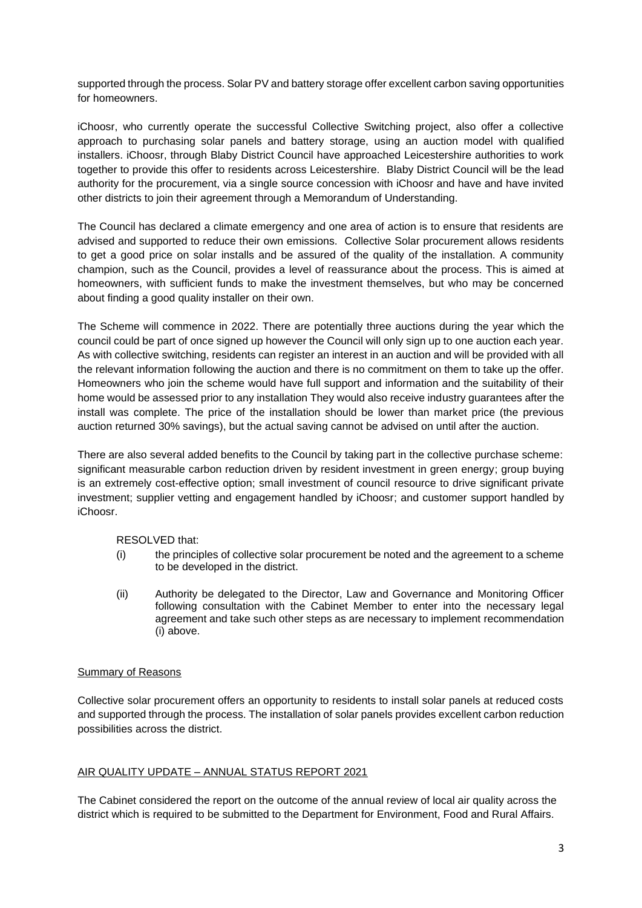supported through the process. Solar PV and battery storage offer excellent carbon saving opportunities for homeowners.

iChoosr, who currently operate the successful Collective Switching project, also offer a collective approach to purchasing solar panels and battery storage, using an auction model with qualified installers. iChoosr, through Blaby District Council have approached Leicestershire authorities to work together to provide this offer to residents across Leicestershire. Blaby District Council will be the lead authority for the procurement, via a single source concession with iChoosr and have and have invited other districts to join their agreement through a Memorandum of Understanding.

The Council has declared a climate emergency and one area of action is to ensure that residents are advised and supported to reduce their own emissions. Collective Solar procurement allows residents to get a good price on solar installs and be assured of the quality of the installation. A community champion, such as the Council, provides a level of reassurance about the process. This is aimed at homeowners, with sufficient funds to make the investment themselves, but who may be concerned about finding a good quality installer on their own.

The Scheme will commence in 2022. There are potentially three auctions during the year which the council could be part of once signed up however the Council will only sign up to one auction each year. As with collective switching, residents can register an interest in an auction and will be provided with all the relevant information following the auction and there is no commitment on them to take up the offer. Homeowners who join the scheme would have full support and information and the suitability of their home would be assessed prior to any installation They would also receive industry guarantees after the install was complete. The price of the installation should be lower than market price (the previous auction returned 30% savings), but the actual saving cannot be advised on until after the auction.

There are also several added benefits to the Council by taking part in the collective purchase scheme: significant measurable carbon reduction driven by resident investment in green energy; group buying is an extremely cost-effective option; small investment of council resource to drive significant private investment; supplier vetting and engagement handled by iChoosr; and customer support handled by iChoosr.

RESOLVED that:

(i) the principles of collective solar procurement be noted and the agreement to a scheme to be developed in the district.

(ii) Authority be delegated to the Director, Law and Governance and Monitoring Officer following consultation with the Cabinet Member to enter into the necessary legal agreement and take such other steps as are necessary to implement recommendation (i) above.

Summary of Reasons

Collective solar procurement offers an opportunity to residents to install solar panels at reduced costs and supported through the process. The installation of solar panels provides excellent carbon reduction possibilities across the district.

## AIR QUALITY UPDATE – ANNUAL STATUS REPORT 2021

The Cabinet considered the report on the outcome of the annual review of local air quality across the district which is required to be submitted to the Department for Environment, Food and Rural Affairs.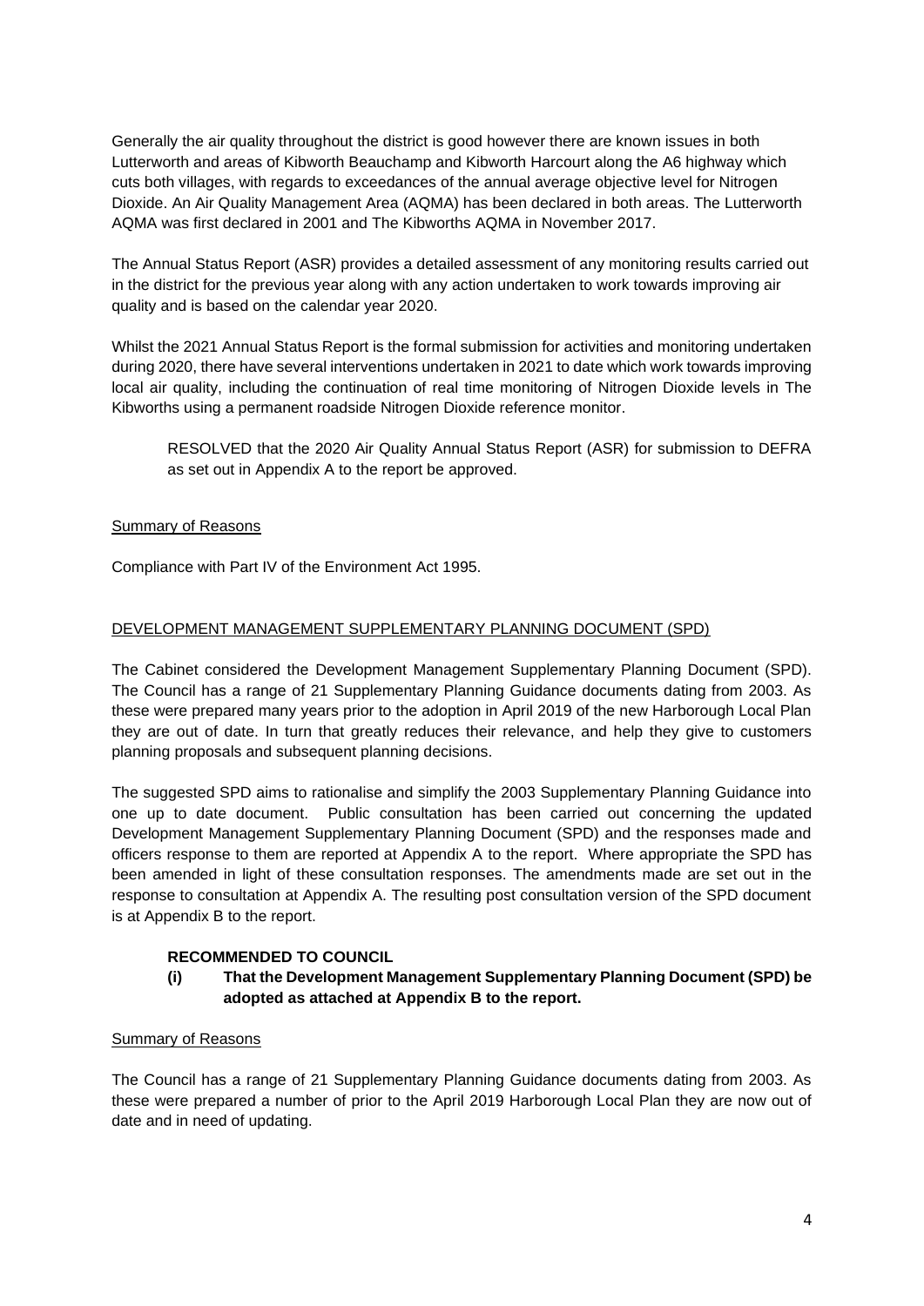Generally the air quality throughout the district is good however there are known issues in both Lutterworth and areas of Kibworth Beauchamp and Kibworth Harcourt along the A6 highway which cuts both villages, with regards to exceedances of the annual average objective level for Nitrogen Dioxide. An Air Quality Management Area (AQMA) has been declared in both areas. The Lutterworth AQMA was first declared in 2001 and The Kibworths AQMA in November 2017.

The Annual Status Report (ASR) provides a detailed assessment of any monitoring results carried out in the district for the previous year along with any action undertaken to work towards improving air quality and is based on the calendar year 2020.

Whilst the 2021 Annual Status Report is the formal submission for activities and monitoring undertaken during 2020, there have several interventions undertaken in 2021 to date which work towards improving local air quality, including the continuation of real time monitoring of Nitrogen Dioxide levels in The Kibworths using a permanent roadside Nitrogen Dioxide reference monitor.

> RESOLVED that the 2020 Air Quality Annual Status Report (ASR) for submission to DEFRA as set out in Appendix A to the report be approved.

<u>Summary of Reasons</u>

Compliance with Part IV of the Environment Act 1995.

<u>DEVELOPMENT MANAGEMENT SUPPLEMENTARY PLANNING DOCUMENT (SPD)</u>

The Cabinet considered the Development Management Supplementary Planning Document (SPD). The Council has a range of 21 Supplementary Planning Guidance documents dating from 2003. As these were prepared many years prior to the adoption in April 2019 of the new Harborough Local Plan they are out of date. In turn that greatly reduces their relevance, and help they give to customers planning proposals and subsequent planning decisions.

The suggested SPD aims to rationalise and simplify the 2003 Supplementary Planning Guidance into one up to date document. Public consultation has been carried out concerning the updated Development Management Supplementary Planning Document (SPD) and the responses made and officers response to them are reported at Appendix A to the report. Where appropriate the SPD has been amended in light of these consultation responses. The amendments made are set out in the response to consultation at Appendix A. The resulting post consultation version of the SPD document is at Appendix B to the report.

> **RECOMMENDED TO COUNCIL**
>
> **(i) That the Development Management Supplementary Planning Document (SPD) be adopted as attached at Appendix B to the report.**

<u>Summary of Reasons</u>

The Council has a range of 21 Supplementary Planning Guidance documents dating from 2003. As these were prepared a number of prior to the April 2019 Harborough Local Plan they are now out of date and in need of updating.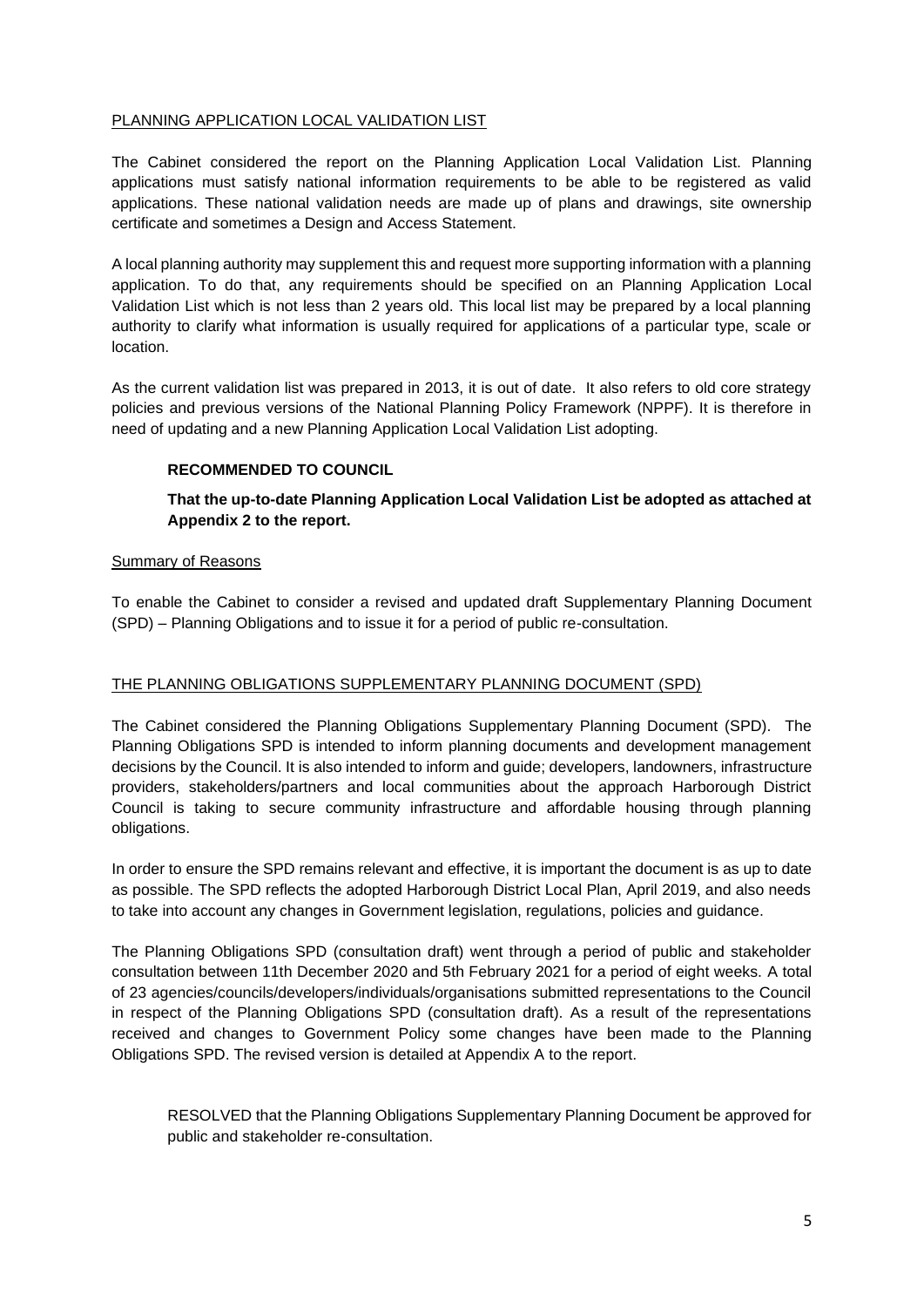PLANNING APPLICATION LOCAL VALIDATION LIST

The Cabinet considered the report on the Planning Application Local Validation List. Planning applications must satisfy national information requirements to be able to be registered as valid applications. These national validation needs are made up of plans and drawings, site ownership certificate and sometimes a Design and Access Statement.

A local planning authority may supplement this and request more supporting information with a planning application. To do that, any requirements should be specified on an Planning Application Local Validation List which is not less than 2 years old. This local list may be prepared by a local planning authority to clarify what information is usually required for applications of a particular type, scale or location.

As the current validation list was prepared in 2013, it is out of date. It also refers to old core strategy policies and previous versions of the National Planning Policy Framework (NPPF). It is therefore in need of updating and a new Planning Application Local Validation List adopting.

**RECOMMENDED TO COUNCIL**

**That the up-to-date Planning Application Local Validation List be adopted as attached at Appendix 2 to the report.**

Summary of Reasons

To enable the Cabinet to consider a revised and updated draft Supplementary Planning Document (SPD) – Planning Obligations and to issue it for a period of public re-consultation.

THE PLANNING OBLIGATIONS SUPPLEMENTARY PLANNING DOCUMENT (SPD)

The Cabinet considered the Planning Obligations Supplementary Planning Document (SPD). The Planning Obligations SPD is intended to inform planning documents and development management decisions by the Council. It is also intended to inform and guide; developers, landowners, infrastructure providers, stakeholders/partners and local communities about the approach Harborough District Council is taking to secure community infrastructure and affordable housing through planning obligations.

In order to ensure the SPD remains relevant and effective, it is important the document is as up to date as possible. The SPD reflects the adopted Harborough District Local Plan, April 2019, and also needs to take into account any changes in Government legislation, regulations, policies and guidance.

The Planning Obligations SPD (consultation draft) went through a period of public and stakeholder consultation between 11th December 2020 and 5th February 2021 for a period of eight weeks. A total of 23 agencies/councils/developers/individuals/organisations submitted representations to the Council in respect of the Planning Obligations SPD (consultation draft). As a result of the representations received and changes to Government Policy some changes have been made to the Planning Obligations SPD. The revised version is detailed at Appendix A to the report.

RESOLVED that the Planning Obligations Supplementary Planning Document be approved for public and stakeholder re-consultation.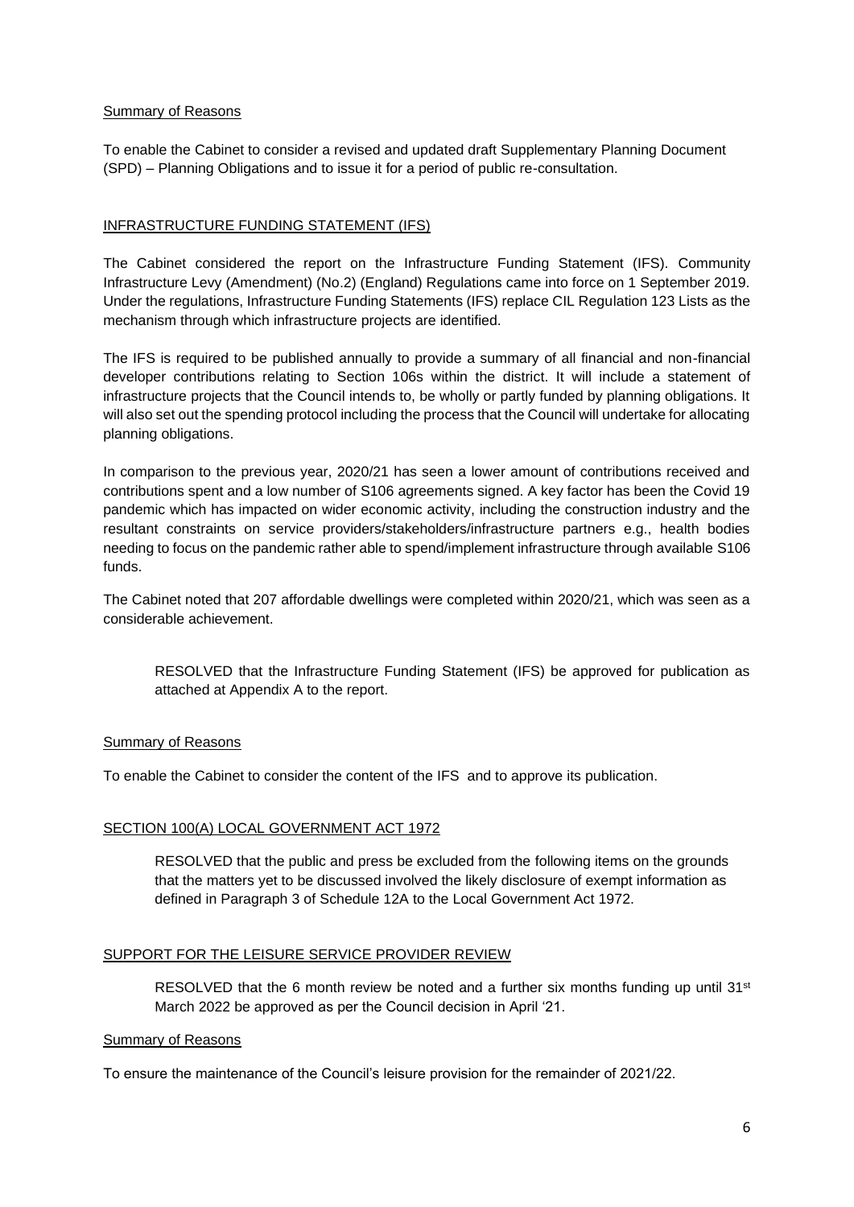Summary of Reasons

To enable the Cabinet to consider a revised and updated draft Supplementary Planning Document (SPD) – Planning Obligations and to issue it for a period of public re-consultation.

## INFRASTRUCTURE FUNDING STATEMENT (IFS)

The Cabinet considered the report on the Infrastructure Funding Statement (IFS). Community Infrastructure Levy (Amendment) (No.2) (England) Regulations came into force on 1 September 2019. Under the regulations, Infrastructure Funding Statements (IFS) replace CIL Regulation 123 Lists as the mechanism through which infrastructure projects are identified.

The IFS is required to be published annually to provide a summary of all financial and non-financial developer contributions relating to Section 106s within the district. It will include a statement of infrastructure projects that the Council intends to, be wholly or partly funded by planning obligations. It will also set out the spending protocol including the process that the Council will undertake for allocating planning obligations.

In comparison to the previous year, 2020/21 has seen a lower amount of contributions received and contributions spent and a low number of S106 agreements signed. A key factor has been the Covid 19 pandemic which has impacted on wider economic activity, including the construction industry and the resultant constraints on service providers/stakeholders/infrastructure partners e.g., health bodies needing to focus on the pandemic rather able to spend/implement infrastructure through available S106 funds.

The Cabinet noted that 207 affordable dwellings were completed within 2020/21, which was seen as a considerable achievement.

> RESOLVED that the Infrastructure Funding Statement (IFS) be approved for publication as attached at Appendix A to the report.

Summary of Reasons

To enable the Cabinet to consider the content of the IFS and to approve its publication.

## SECTION 100(A) LOCAL GOVERNMENT ACT 1972

> RESOLVED that the public and press be excluded from the following items on the grounds that the matters yet to be discussed involved the likely disclosure of exempt information as defined in Paragraph 3 of Schedule 12A to the Local Government Act 1972.

## SUPPORT FOR THE LEISURE SERVICE PROVIDER REVIEW

> RESOLVED that the 6 month review be noted and a further six months funding up until 31st March 2022 be approved as per the Council decision in April '21.

Summary of Reasons

To ensure the maintenance of the Council's leisure provision for the remainder of 2021/22.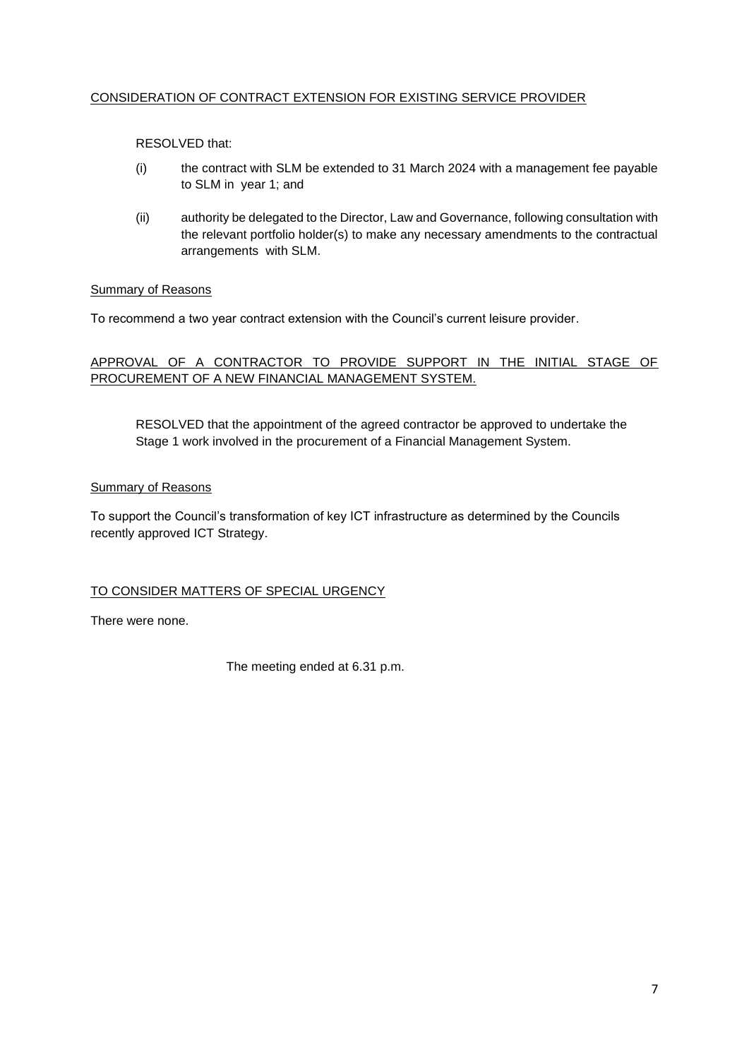CONSIDERATION OF CONTRACT EXTENSION FOR EXISTING SERVICE PROVIDER

RESOLVED that:

(i) the contract with SLM be extended to 31 March 2024 with a management fee payable to SLM in year 1; and

(ii) authority be delegated to the Director, Law and Governance, following consultation with the relevant portfolio holder(s) to make any necessary amendments to the contractual arrangements with SLM.

Summary of Reasons

To recommend a two year contract extension with the Council's current leisure provider.

APPROVAL OF A CONTRACTOR TO PROVIDE SUPPORT IN THE INITIAL STAGE OF PROCUREMENT OF A NEW FINANCIAL MANAGEMENT SYSTEM.

RESOLVED that the appointment of the agreed contractor be approved to undertake the Stage 1 work involved in the procurement of a Financial Management System.

Summary of Reasons

To support the Council's transformation of key ICT infrastructure as determined by the Councils recently approved ICT Strategy.

TO CONSIDER MATTERS OF SPECIAL URGENCY

There were none.

The meeting ended at 6.31 p.m.